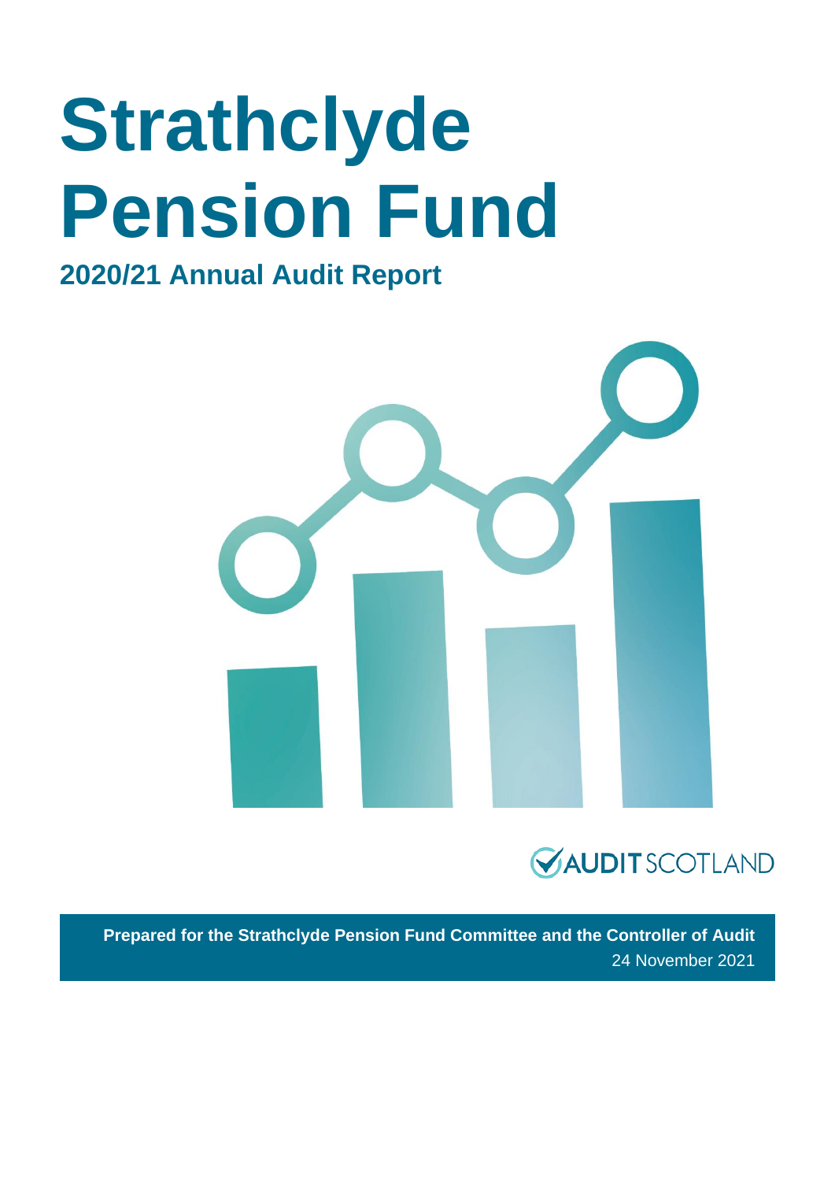# Strathclyde Pension Fund

## 2020/21 Annual Audit Report

AUDIT SCOTLAND

**Prepared for the Strathclyde Pension Fund Committee and the Controller of Audit**

24 November 2021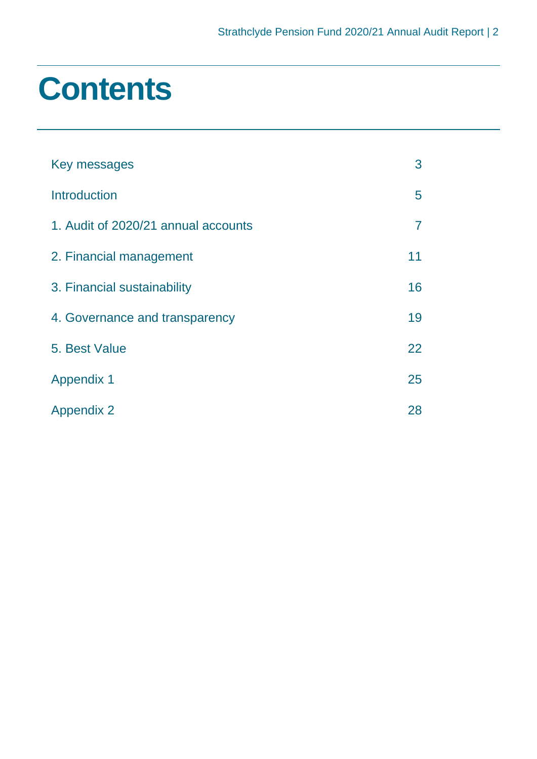# Contents

| | |
|---|---|
| Key messages | 3 |
| Introduction | 5 |
| 1. Audit of 2020/21 annual accounts | 7 |
| 2. Financial management | 11 |
| 3. Financial sustainability | 16 |
| 4. Governance and transparency | 19 |
| 5. Best Value | 22 |
| Appendix 1 | 25 |
| Appendix 2 | 28 |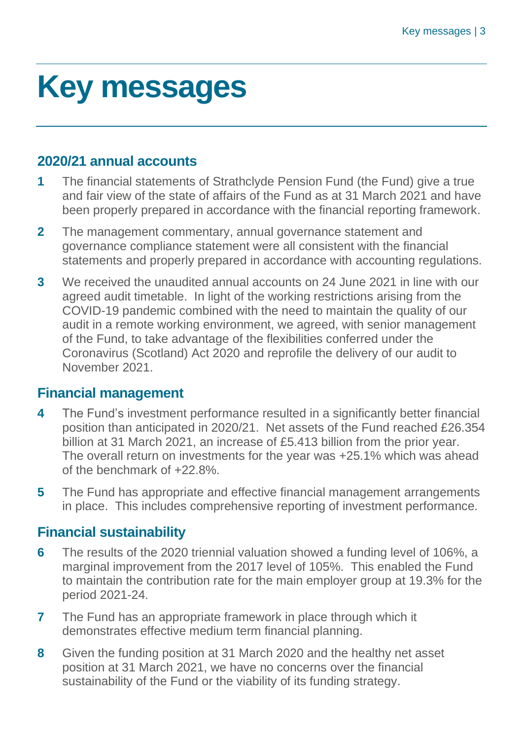# Key messages

## 2020/21 annual accounts

**1** The financial statements of Strathclyde Pension Fund (the Fund) give a true and fair view of the state of affairs of the Fund as at 31 March 2021 and have been properly prepared in accordance with the financial reporting framework.

**2** The management commentary, annual governance statement and governance compliance statement were all consistent with the financial statements and properly prepared in accordance with accounting regulations.

**3** We received the unaudited annual accounts on 24 June 2021 in line with our agreed audit timetable. In light of the working restrictions arising from the COVID-19 pandemic combined with the need to maintain the quality of our audit in a remote working environment, we agreed, with senior management of the Fund, to take advantage of the flexibilities conferred under the Coronavirus (Scotland) Act 2020 and reprofile the delivery of our audit to November 2021.

## Financial management

**4** The Fund's investment performance resulted in a significantly better financial position than anticipated in 2020/21. Net assets of the Fund reached £26.354 billion at 31 March 2021, an increase of £5.413 billion from the prior year. The overall return on investments for the year was +25.1% which was ahead of the benchmark of +22.8%.

**5** The Fund has appropriate and effective financial management arrangements in place. This includes comprehensive reporting of investment performance.

## Financial sustainability

**6** The results of the 2020 triennial valuation showed a funding level of 106%, a marginal improvement from the 2017 level of 105%. This enabled the Fund to maintain the contribution rate for the main employer group at 19.3% for the period 2021-24.

**7** The Fund has an appropriate framework in place through which it demonstrates effective medium term financial planning.

**8** Given the funding position at 31 March 2020 and the healthy net asset position at 31 March 2021, we have no concerns over the financial sustainability of the Fund or the viability of its funding strategy.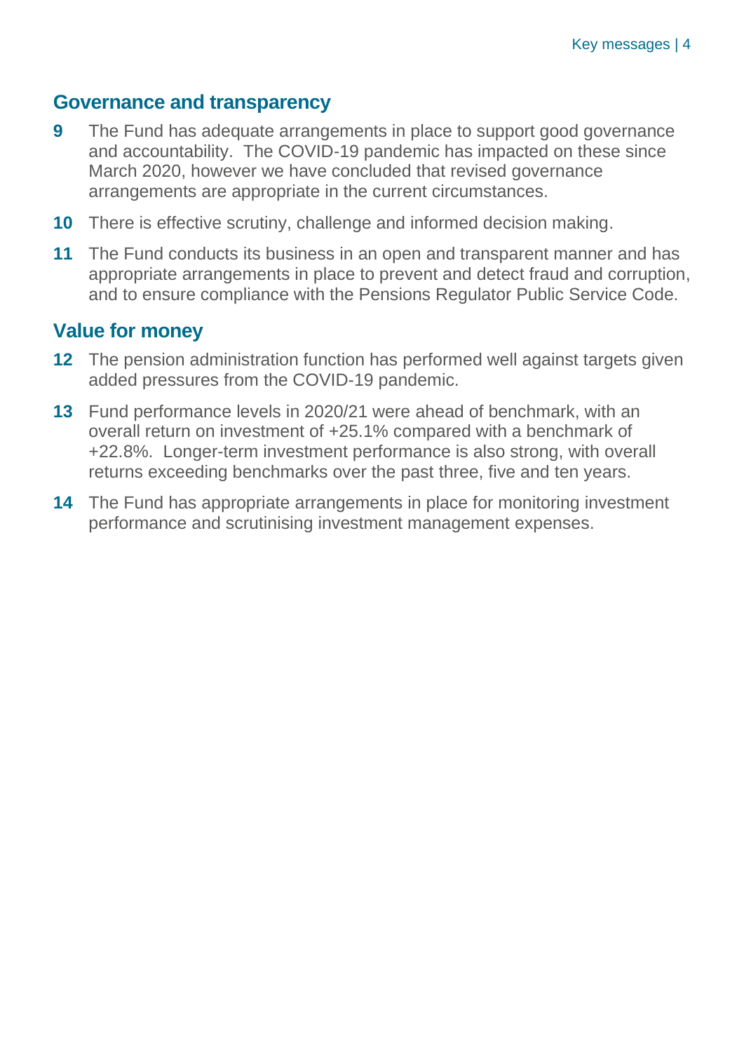## Governance and transparency

**9** The Fund has adequate arrangements in place to support good governance and accountability. The COVID-19 pandemic has impacted on these since March 2020, however we have concluded that revised governance arrangements are appropriate in the current circumstances.

**10** There is effective scrutiny, challenge and informed decision making.

**11** The Fund conducts its business in an open and transparent manner and has appropriate arrangements in place to prevent and detect fraud and corruption, and to ensure compliance with the Pensions Regulator Public Service Code.

## Value for money

**12** The pension administration function has performed well against targets given added pressures from the COVID-19 pandemic.

**13** Fund performance levels in 2020/21 were ahead of benchmark, with an overall return on investment of +25.1% compared with a benchmark of +22.8%. Longer-term investment performance is also strong, with overall returns exceeding benchmarks over the past three, five and ten years.

**14** The Fund has appropriate arrangements in place for monitoring investment performance and scrutinising investment management expenses.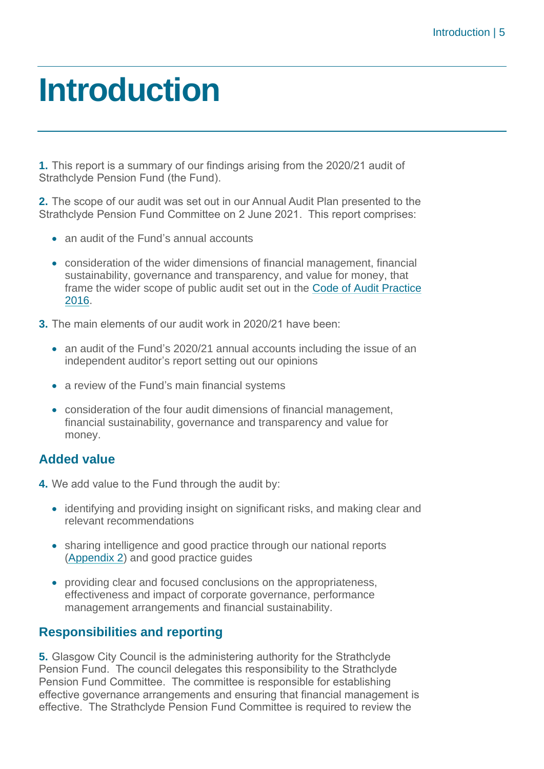# Introduction

**1.** This report is a summary of our findings arising from the 2020/21 audit of Strathclyde Pension Fund (the Fund).

**2.** The scope of our audit was set out in our Annual Audit Plan presented to the Strathclyde Pension Fund Committee on 2 June 2021. This report comprises:

- an audit of the Fund's annual accounts
- consideration of the wider dimensions of financial management, financial sustainability, governance and transparency, and value for money, that frame the wider scope of public audit set out in the Code of Audit Practice 2016.

**3.** The main elements of our audit work in 2020/21 have been:

- an audit of the Fund's 2020/21 annual accounts including the issue of an independent auditor's report setting out our opinions
- a review of the Fund's main financial systems
- consideration of the four audit dimensions of financial management, financial sustainability, governance and transparency and value for money.

## Added value

**4.** We add value to the Fund through the audit by:

- identifying and providing insight on significant risks, and making clear and relevant recommendations
- sharing intelligence and good practice through our national reports (Appendix 2) and good practice guides
- providing clear and focused conclusions on the appropriateness, effectiveness and impact of corporate governance, performance management arrangements and financial sustainability.

## Responsibilities and reporting

**5.** Glasgow City Council is the administering authority for the Strathclyde Pension Fund. The council delegates this responsibility to the Strathclyde Pension Fund Committee. The committee is responsible for establishing effective governance arrangements and ensuring that financial management is effective. The Strathclyde Pension Fund Committee is required to review the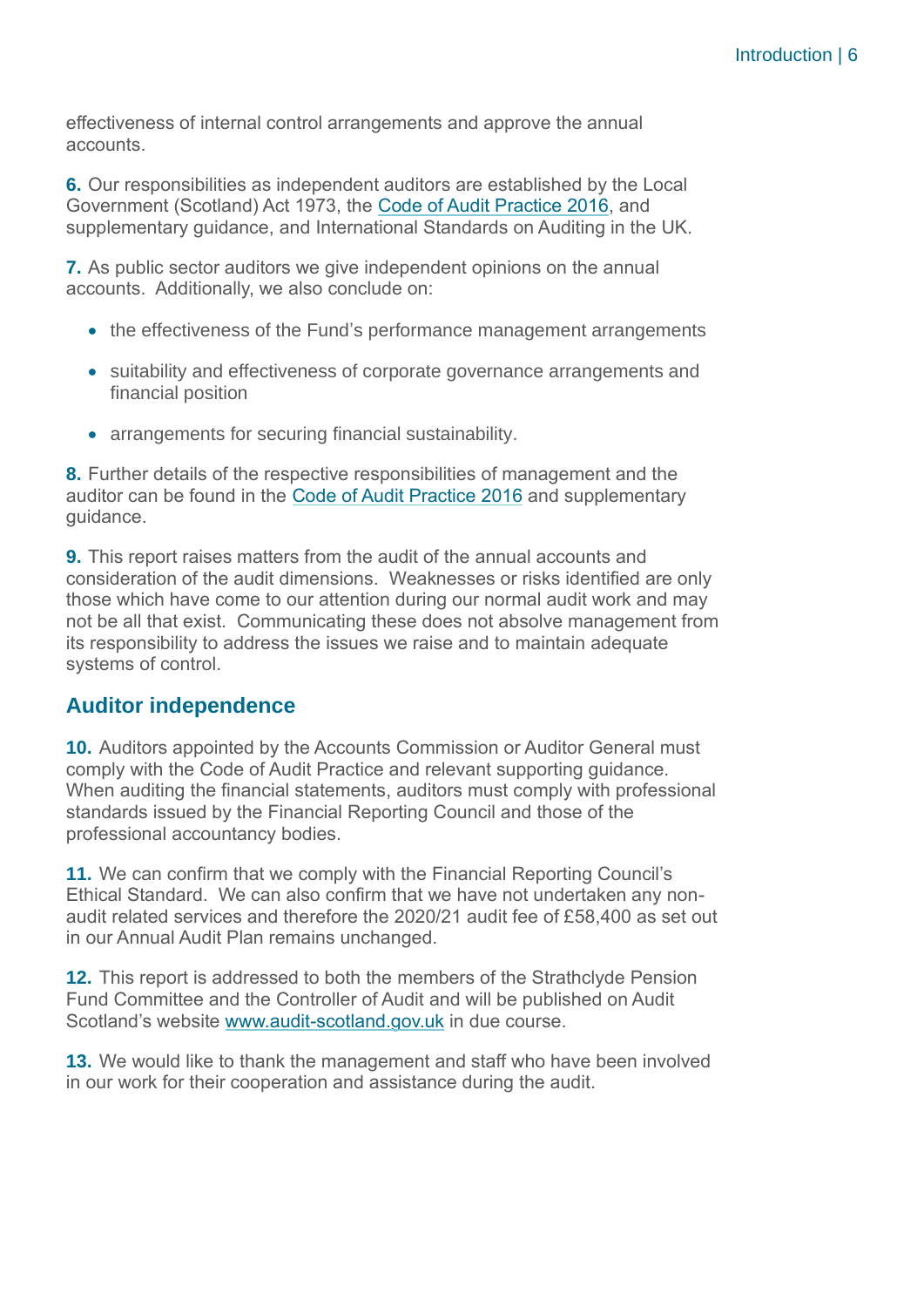effectiveness of internal control arrangements and approve the annual accounts.

**6.** Our responsibilities as independent auditors are established by the Local Government (Scotland) Act 1973, the Code of Audit Practice 2016, and supplementary guidance, and International Standards on Auditing in the UK.

**7.** As public sector auditors we give independent opinions on the annual accounts. Additionally, we also conclude on:

- the effectiveness of the Fund's performance management arrangements
- suitability and effectiveness of corporate governance arrangements and financial position
- arrangements for securing financial sustainability.

**8.** Further details of the respective responsibilities of management and the auditor can be found in the Code of Audit Practice 2016 and supplementary guidance.

**9.** This report raises matters from the audit of the annual accounts and consideration of the audit dimensions. Weaknesses or risks identified are only those which have come to our attention during our normal audit work and may not be all that exist. Communicating these does not absolve management from its responsibility to address the issues we raise and to maintain adequate systems of control.

## Auditor independence

**10.** Auditors appointed by the Accounts Commission or Auditor General must comply with the Code of Audit Practice and relevant supporting guidance. When auditing the financial statements, auditors must comply with professional standards issued by the Financial Reporting Council and those of the professional accountancy bodies.

**11.** We can confirm that we comply with the Financial Reporting Council's Ethical Standard. We can also confirm that we have not undertaken any non-audit related services and therefore the 2020/21 audit fee of £58,400 as set out in our Annual Audit Plan remains unchanged.

**12.** This report is addressed to both the members of the Strathclyde Pension Fund Committee and the Controller of Audit and will be published on Audit Scotland's website www.audit-scotland.gov.uk in due course.

**13.** We would like to thank the management and staff who have been involved in our work for their cooperation and assistance during the audit.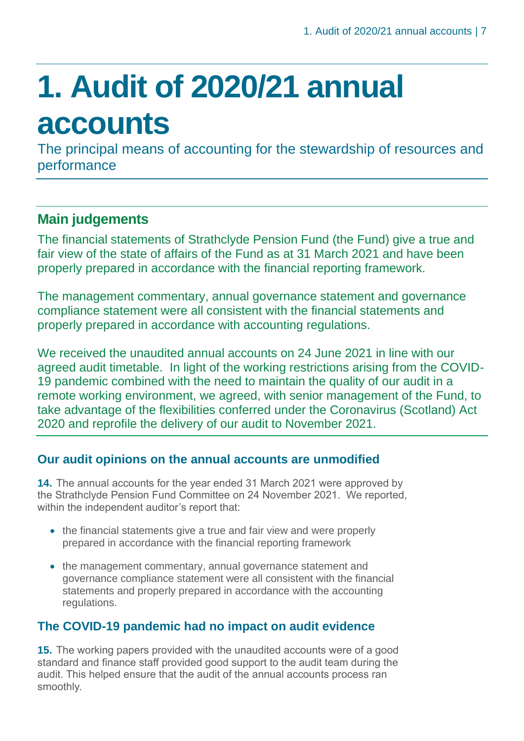# 1. Audit of 2020/21 annual accounts

The principal means of accounting for the stewardship of resources and performance

## Main judgements

The financial statements of Strathclyde Pension Fund (the Fund) give a true and fair view of the state of affairs of the Fund as at 31 March 2021 and have been properly prepared in accordance with the financial reporting framework.

The management commentary, annual governance statement and governance compliance statement were all consistent with the financial statements and properly prepared in accordance with accounting regulations.

We received the unaudited annual accounts on 24 June 2021 in line with our agreed audit timetable. In light of the working restrictions arising from the COVID-19 pandemic combined with the need to maintain the quality of our audit in a remote working environment, we agreed, with senior management of the Fund, to take advantage of the flexibilities conferred under the Coronavirus (Scotland) Act 2020 and reprofile the delivery of our audit to November 2021.

### Our audit opinions on the annual accounts are unmodified

**14.** The annual accounts for the year ended 31 March 2021 were approved by the Strathclyde Pension Fund Committee on 24 November 2021. We reported, within the independent auditor's report that:

- the financial statements give a true and fair view and were properly prepared in accordance with the financial reporting framework
- the management commentary, annual governance statement and governance compliance statement were all consistent with the financial statements and properly prepared in accordance with the accounting regulations.

### The COVID-19 pandemic had no impact on audit evidence

**15.** The working papers provided with the unaudited accounts were of a good standard and finance staff provided good support to the audit team during the audit. This helped ensure that the audit of the annual accounts process ran smoothly.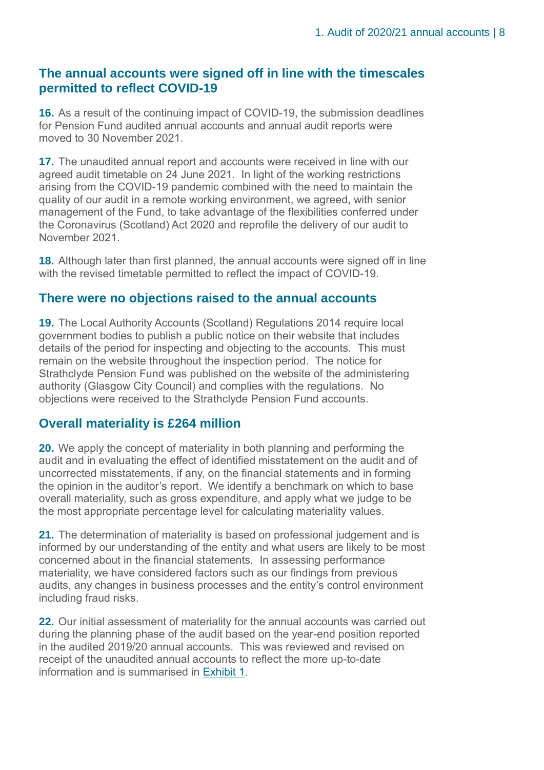## The annual accounts were signed off in line with the timescales permitted to reflect COVID-19

**16.** As a result of the continuing impact of COVID-19, the submission deadlines for Pension Fund audited annual accounts and annual audit reports were moved to 30 November 2021.

**17.** The unaudited annual report and accounts were received in line with our agreed audit timetable on 24 June 2021. In light of the working restrictions arising from the COVID-19 pandemic combined with the need to maintain the quality of our audit in a remote working environment, we agreed, with senior management of the Fund, to take advantage of the flexibilities conferred under the Coronavirus (Scotland) Act 2020 and reprofile the delivery of our audit to November 2021.

**18.** Although later than first planned, the annual accounts were signed off in line with the revised timetable permitted to reflect the impact of COVID-19.

## There were no objections raised to the annual accounts

**19.** The Local Authority Accounts (Scotland) Regulations 2014 require local government bodies to publish a public notice on their website that includes details of the period for inspecting and objecting to the accounts. This must remain on the website throughout the inspection period. The notice for Strathclyde Pension Fund was published on the website of the administering authority (Glasgow City Council) and complies with the regulations. No objections were received to the Strathclyde Pension Fund accounts.

## Overall materiality is £264 million

**20.** We apply the concept of materiality in both planning and performing the audit and in evaluating the effect of identified misstatement on the audit and of uncorrected misstatements, if any, on the financial statements and in forming the opinion in the auditor's report. We identify a benchmark on which to base overall materiality, such as gross expenditure, and apply what we judge to be the most appropriate percentage level for calculating materiality values.

**21.** The determination of materiality is based on professional judgement and is informed by our understanding of the entity and what users are likely to be most concerned about in the financial statements. In assessing performance materiality, we have considered factors such as our findings from previous audits, any changes in business processes and the entity's control environment including fraud risks.

**22.** Our initial assessment of materiality for the annual accounts was carried out during the planning phase of the audit based on the year-end position reported in the audited 2019/20 annual accounts. This was reviewed and revised on receipt of the unaudited annual accounts to reflect the more up-to-date information and is summarised in Exhibit 1.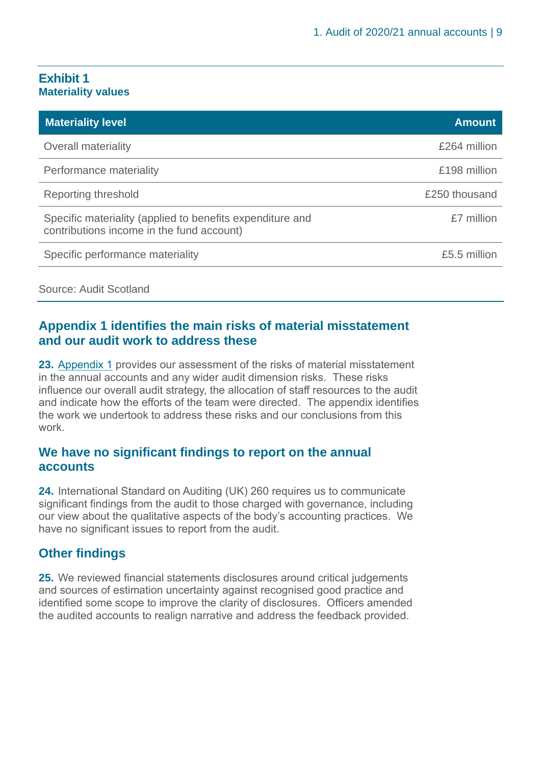**Exhibit 1**
**Materiality values**

| Materiality level | Amount |
|---|---|
| Overall materiality | £264 million |
| Performance materiality | £198 million |
| Reporting threshold | £250 thousand |
| Specific materiality (applied to benefits expenditure and contributions income in the fund account) | £7 million |
| Specific performance materiality | £5.5 million |

Source: Audit Scotland

## Appendix 1 identifies the main risks of material misstatement and our audit work to address these

**23.** Appendix 1 provides our assessment of the risks of material misstatement in the annual accounts and any wider audit dimension risks. These risks influence our overall audit strategy, the allocation of staff resources to the audit and indicate how the efforts of the team were directed. The appendix identifies the work we undertook to address these risks and our conclusions from this work.

## We have no significant findings to report on the annual accounts

**24.** International Standard on Auditing (UK) 260 requires us to communicate significant findings from the audit to those charged with governance, including our view about the qualitative aspects of the body's accounting practices. We have no significant issues to report from the audit.

## Other findings

**25.** We reviewed financial statements disclosures around critical judgements and sources of estimation uncertainty against recognised good practice and identified some scope to improve the clarity of disclosures. Officers amended the audited accounts to realign narrative and address the feedback provided.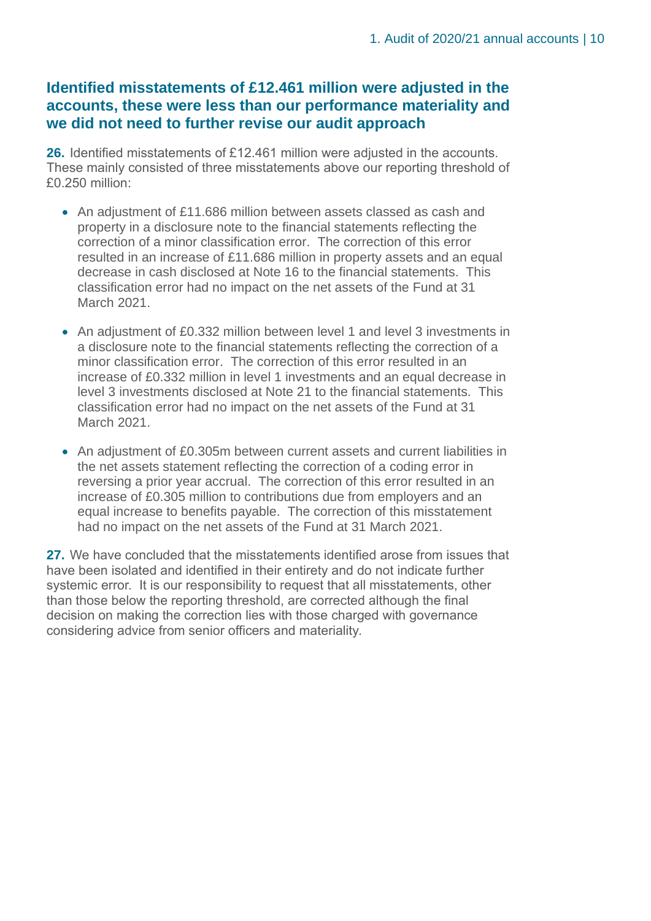## Identified misstatements of £12.461 million were adjusted in the accounts, these were less than our performance materiality and we did not need to further revise our audit approach

**26.** Identified misstatements of £12.461 million were adjusted in the accounts. These mainly consisted of three misstatements above our reporting threshold of £0.250 million:

- An adjustment of £11.686 million between assets classed as cash and property in a disclosure note to the financial statements reflecting the correction of a minor classification error. The correction of this error resulted in an increase of £11.686 million in property assets and an equal decrease in cash disclosed at Note 16 to the financial statements. This classification error had no impact on the net assets of the Fund at 31 March 2021.
- An adjustment of £0.332 million between level 1 and level 3 investments in a disclosure note to the financial statements reflecting the correction of a minor classification error. The correction of this error resulted in an increase of £0.332 million in level 1 investments and an equal decrease in level 3 investments disclosed at Note 21 to the financial statements. This classification error had no impact on the net assets of the Fund at 31 March 2021.
- An adjustment of £0.305m between current assets and current liabilities in the net assets statement reflecting the correction of a coding error in reversing a prior year accrual. The correction of this error resulted in an increase of £0.305 million to contributions due from employers and an equal increase to benefits payable. The correction of this misstatement had no impact on the net assets of the Fund at 31 March 2021.

**27.** We have concluded that the misstatements identified arose from issues that have been isolated and identified in their entirety and do not indicate further systemic error. It is our responsibility to request that all misstatements, other than those below the reporting threshold, are corrected although the final decision on making the correction lies with those charged with governance considering advice from senior officers and materiality.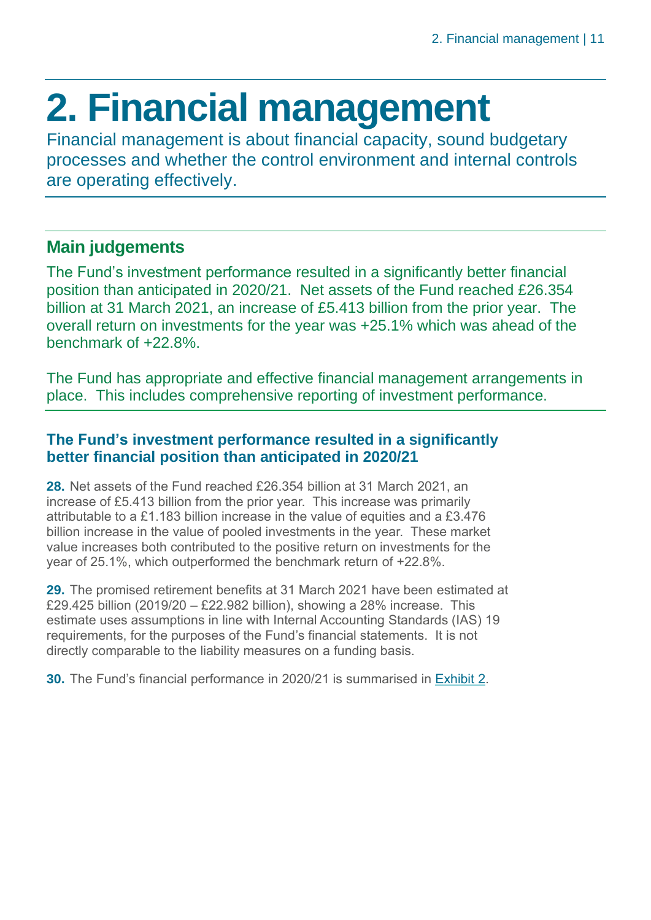# 2. Financial management

Financial management is about financial capacity, sound budgetary processes and whether the control environment and internal controls are operating effectively.

## Main judgements

The Fund's investment performance resulted in a significantly better financial position than anticipated in 2020/21. Net assets of the Fund reached £26.354 billion at 31 March 2021, an increase of £5.413 billion from the prior year. The overall return on investments for the year was +25.1% which was ahead of the benchmark of +22.8%.

The Fund has appropriate and effective financial management arrangements in place. This includes comprehensive reporting of investment performance.

### The Fund's investment performance resulted in a significantly better financial position than anticipated in 2020/21

**28.** Net assets of the Fund reached £26.354 billion at 31 March 2021, an increase of £5.413 billion from the prior year. This increase was primarily attributable to a £1.183 billion increase in the value of equities and a £3.476 billion increase in the value of pooled investments in the year. These market value increases both contributed to the positive return on investments for the year of 25.1%, which outperformed the benchmark return of +22.8%.

**29.** The promised retirement benefits at 31 March 2021 have been estimated at £29.425 billion (2019/20 – £22.982 billion), showing a 28% increase. This estimate uses assumptions in line with Internal Accounting Standards (IAS) 19 requirements, for the purposes of the Fund's financial statements. It is not directly comparable to the liability measures on a funding basis.

**30.** The Fund's financial performance in 2020/21 is summarised in Exhibit 2.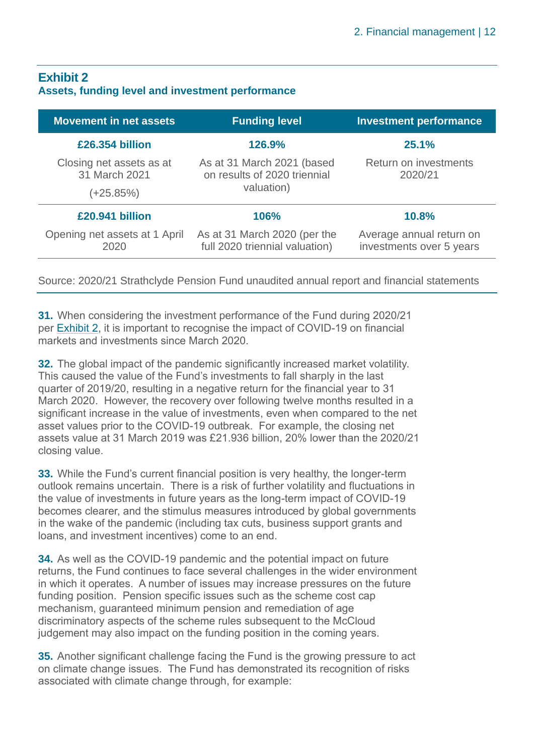## Exhibit 2
### Assets, funding level and investment performance

| Movement in net assets | Funding level | Investment performance |
|---|---|---|
| **£26.354 billion** | **126.9%** | **25.1%** |
| Closing net assets as at 31 March 2021 (+25.85%) | As at 31 March 2021 (based on results of 2020 triennial valuation) | Return on investments 2020/21 |
| **£20.941 billion** | **106%** | **10.8%** |
| Opening net assets at 1 April 2020 | As at 31 March 2020 (per the full 2020 triennial valuation) | Average annual return on investments over 5 years |

Source: 2020/21 Strathclyde Pension Fund unaudited annual report and financial statements

**31.** When considering the investment performance of the Fund during 2020/21 per Exhibit 2, it is important to recognise the impact of COVID-19 on financial markets and investments since March 2020.

**32.** The global impact of the pandemic significantly increased market volatility. This caused the value of the Fund's investments to fall sharply in the last quarter of 2019/20, resulting in a negative return for the financial year to 31 March 2020. However, the recovery over following twelve months resulted in a significant increase in the value of investments, even when compared to the net asset values prior to the COVID-19 outbreak. For example, the closing net assets value at 31 March 2019 was £21.936 billion, 20% lower than the 2020/21 closing value.

**33.** While the Fund's current financial position is very healthy, the longer-term outlook remains uncertain. There is a risk of further volatility and fluctuations in the value of investments in future years as the long-term impact of COVID-19 becomes clearer, and the stimulus measures introduced by global governments in the wake of the pandemic (including tax cuts, business support grants and loans, and investment incentives) come to an end.

**34.** As well as the COVID-19 pandemic and the potential impact on future returns, the Fund continues to face several challenges in the wider environment in which it operates. A number of issues may increase pressures on the future funding position. Pension specific issues such as the scheme cost cap mechanism, guaranteed minimum pension and remediation of age discriminatory aspects of the scheme rules subsequent to the McCloud judgement may also impact on the funding position in the coming years.

**35.** Another significant challenge facing the Fund is the growing pressure to act on climate change issues. The Fund has demonstrated its recognition of risks associated with climate change through, for example: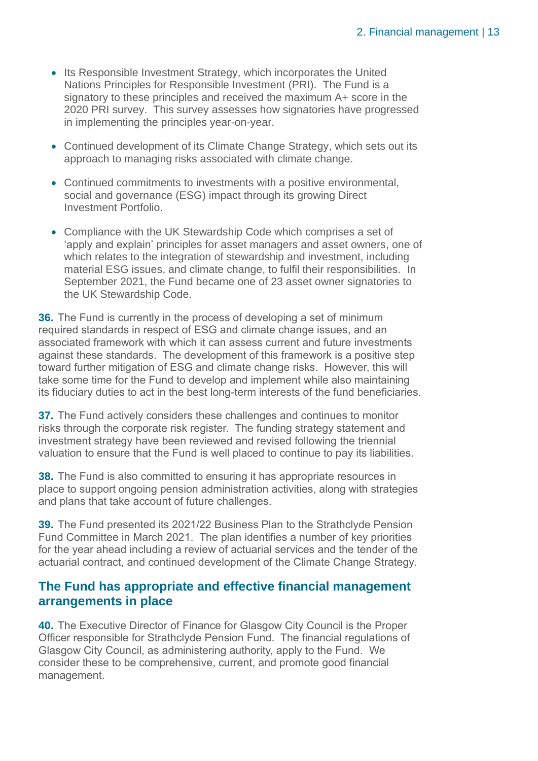- Its Responsible Investment Strategy, which incorporates the United Nations Principles for Responsible Investment (PRI). The Fund is a signatory to these principles and received the maximum A+ score in the 2020 PRI survey. This survey assesses how signatories have progressed in implementing the principles year-on-year.
- Continued development of its Climate Change Strategy, which sets out its approach to managing risks associated with climate change.
- Continued commitments to investments with a positive environmental, social and governance (ESG) impact through its growing Direct Investment Portfolio.
- Compliance with the UK Stewardship Code which comprises a set of 'apply and explain' principles for asset managers and asset owners, one of which relates to the integration of stewardship and investment, including material ESG issues, and climate change, to fulfil their responsibilities. In September 2021, the Fund became one of 23 asset owner signatories to the UK Stewardship Code.

**36.** The Fund is currently in the process of developing a set of minimum required standards in respect of ESG and climate change issues, and an associated framework with which it can assess current and future investments against these standards. The development of this framework is a positive step toward further mitigation of ESG and climate change risks. However, this will take some time for the Fund to develop and implement while also maintaining its fiduciary duties to act in the best long-term interests of the fund beneficiaries.

**37.** The Fund actively considers these challenges and continues to monitor risks through the corporate risk register. The funding strategy statement and investment strategy have been reviewed and revised following the triennial valuation to ensure that the Fund is well placed to continue to pay its liabilities.

**38.** The Fund is also committed to ensuring it has appropriate resources in place to support ongoing pension administration activities, along with strategies and plans that take account of future challenges.

**39.** The Fund presented its 2021/22 Business Plan to the Strathclyde Pension Fund Committee in March 2021. The plan identifies a number of key priorities for the year ahead including a review of actuarial services and the tender of the actuarial contract, and continued development of the Climate Change Strategy.

## The Fund has appropriate and effective financial management arrangements in place

**40.** The Executive Director of Finance for Glasgow City Council is the Proper Officer responsible for Strathclyde Pension Fund. The financial regulations of Glasgow City Council, as administering authority, apply to the Fund. We consider these to be comprehensive, current, and promote good financial management.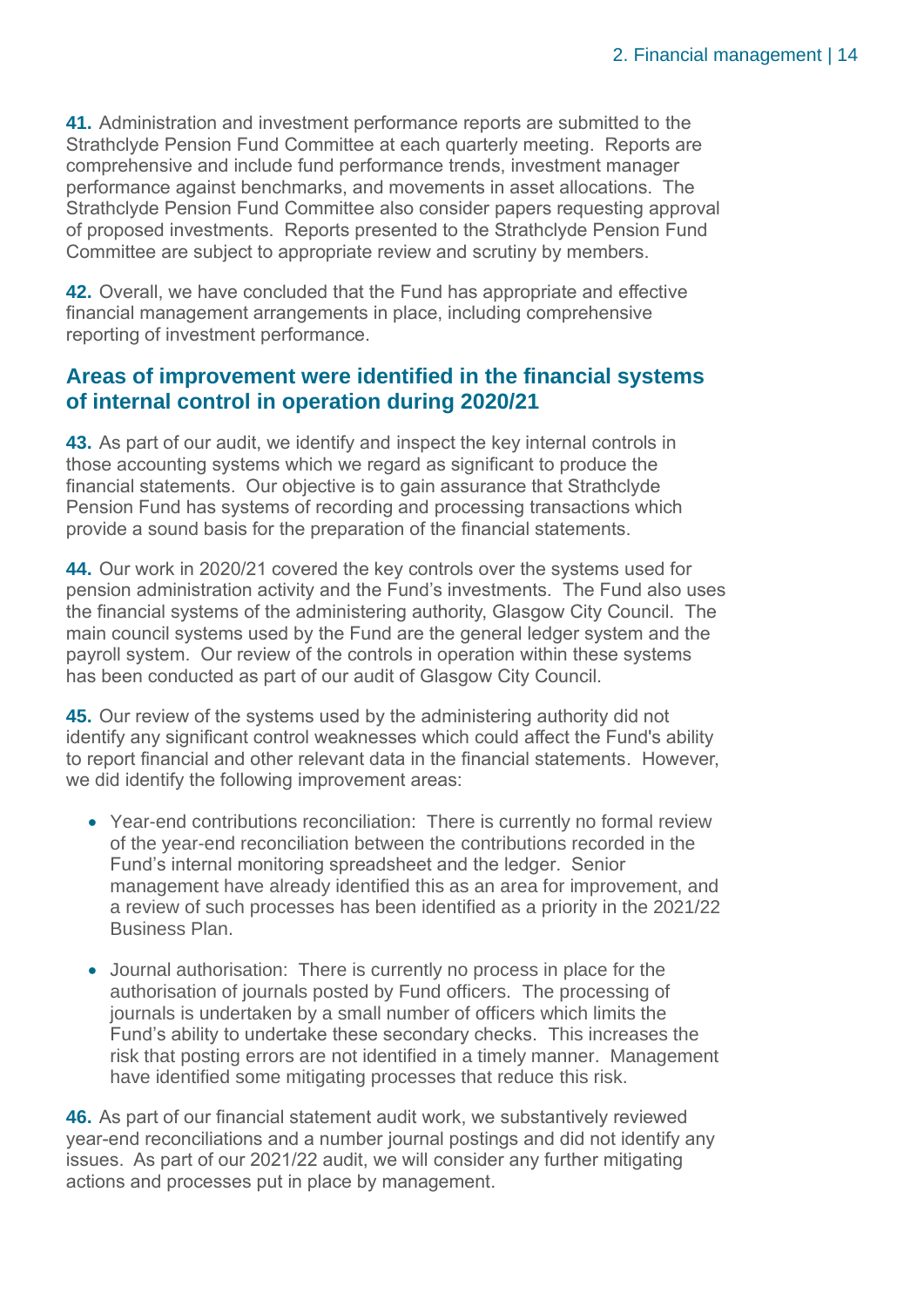**41.** Administration and investment performance reports are submitted to the Strathclyde Pension Fund Committee at each quarterly meeting. Reports are comprehensive and include fund performance trends, investment manager performance against benchmarks, and movements in asset allocations. The Strathclyde Pension Fund Committee also consider papers requesting approval of proposed investments. Reports presented to the Strathclyde Pension Fund Committee are subject to appropriate review and scrutiny by members.

**42.** Overall, we have concluded that the Fund has appropriate and effective financial management arrangements in place, including comprehensive reporting of investment performance.

## Areas of improvement were identified in the financial systems of internal control in operation during 2020/21

**43.** As part of our audit, we identify and inspect the key internal controls in those accounting systems which we regard as significant to produce the financial statements. Our objective is to gain assurance that Strathclyde Pension Fund has systems of recording and processing transactions which provide a sound basis for the preparation of the financial statements.

**44.** Our work in 2020/21 covered the key controls over the systems used for pension administration activity and the Fund's investments. The Fund also uses the financial systems of the administering authority, Glasgow City Council. The main council systems used by the Fund are the general ledger system and the payroll system. Our review of the controls in operation within these systems has been conducted as part of our audit of Glasgow City Council.

**45.** Our review of the systems used by the administering authority did not identify any significant control weaknesses which could affect the Fund's ability to report financial and other relevant data in the financial statements. However, we did identify the following improvement areas:

- Year-end contributions reconciliation: There is currently no formal review of the year-end reconciliation between the contributions recorded in the Fund's internal monitoring spreadsheet and the ledger. Senior management have already identified this as an area for improvement, and a review of such processes has been identified as a priority in the 2021/22 Business Plan.
- Journal authorisation: There is currently no process in place for the authorisation of journals posted by Fund officers. The processing of journals is undertaken by a small number of officers which limits the Fund's ability to undertake these secondary checks. This increases the risk that posting errors are not identified in a timely manner. Management have identified some mitigating processes that reduce this risk.

**46.** As part of our financial statement audit work, we substantively reviewed year-end reconciliations and a number journal postings and did not identify any issues. As part of our 2021/22 audit, we will consider any further mitigating actions and processes put in place by management.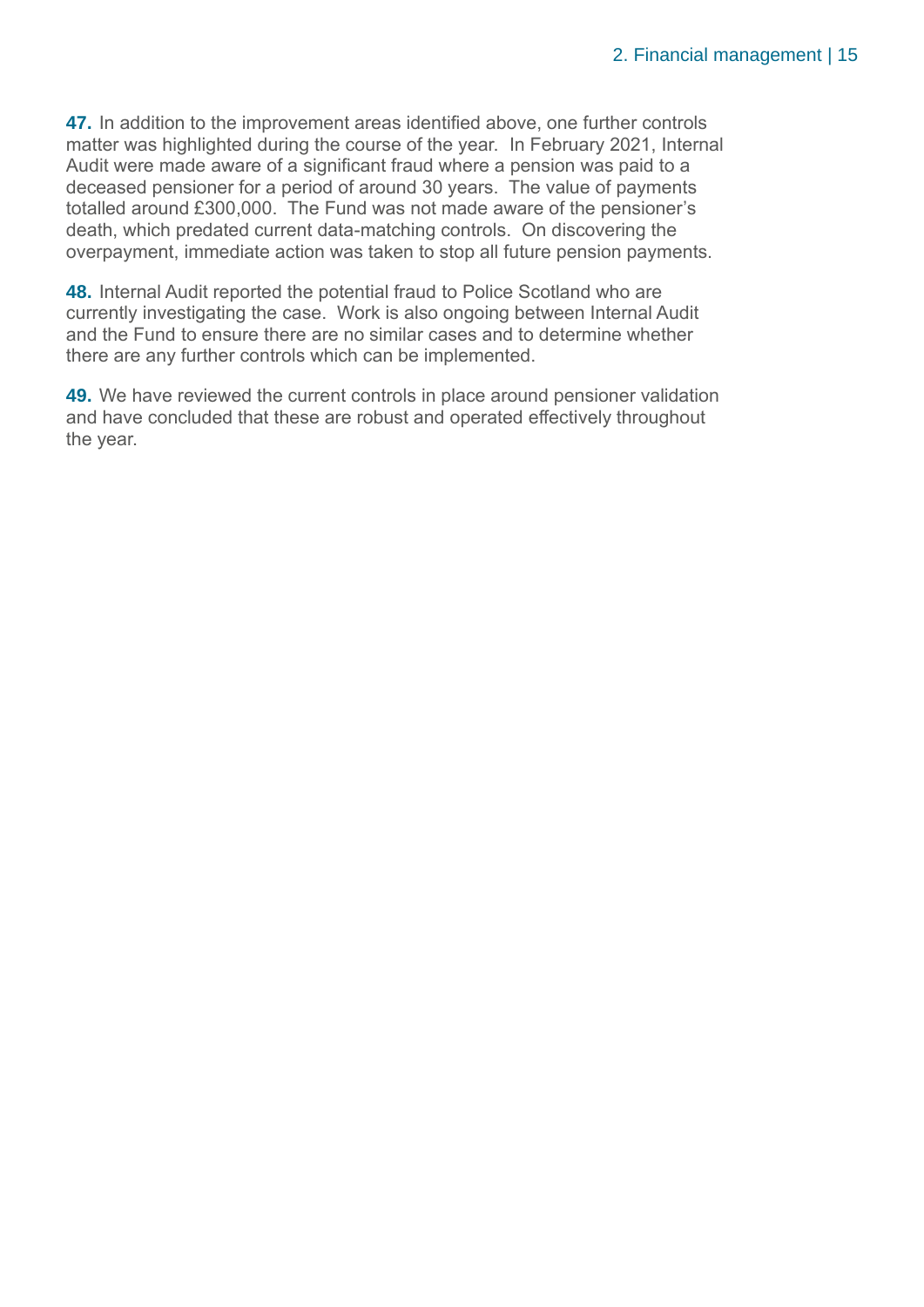**47.** In addition to the improvement areas identified above, one further controls matter was highlighted during the course of the year. In February 2021, Internal Audit were made aware of a significant fraud where a pension was paid to a deceased pensioner for a period of around 30 years. The value of payments totalled around £300,000. The Fund was not made aware of the pensioner's death, which predated current data-matching controls. On discovering the overpayment, immediate action was taken to stop all future pension payments.

**48.** Internal Audit reported the potential fraud to Police Scotland who are currently investigating the case. Work is also ongoing between Internal Audit and the Fund to ensure there are no similar cases and to determine whether there are any further controls which can be implemented.

**49.** We have reviewed the current controls in place around pensioner validation and have concluded that these are robust and operated effectively throughout the year.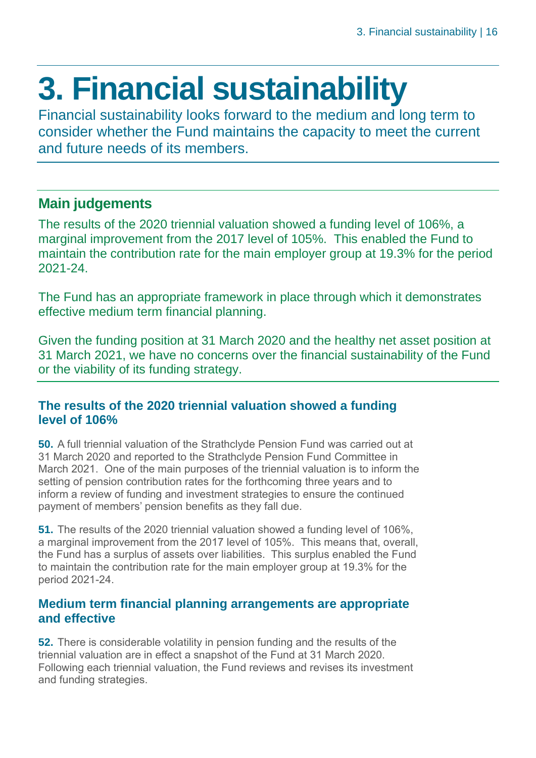# 3. Financial sustainability

Financial sustainability looks forward to the medium and long term to consider whether the Fund maintains the capacity to meet the current and future needs of its members.

## Main judgements

The results of the 2020 triennial valuation showed a funding level of 106%, a marginal improvement from the 2017 level of 105%. This enabled the Fund to maintain the contribution rate for the main employer group at 19.3% for the period 2021-24.

The Fund has an appropriate framework in place through which it demonstrates effective medium term financial planning.

Given the funding position at 31 March 2020 and the healthy net asset position at 31 March 2021, we have no concerns over the financial sustainability of the Fund or the viability of its funding strategy.

### The results of the 2020 triennial valuation showed a funding level of 106%

**50.** A full triennial valuation of the Strathclyde Pension Fund was carried out at 31 March 2020 and reported to the Strathclyde Pension Fund Committee in March 2021. One of the main purposes of the triennial valuation is to inform the setting of pension contribution rates for the forthcoming three years and to inform a review of funding and investment strategies to ensure the continued payment of members' pension benefits as they fall due.

**51.** The results of the 2020 triennial valuation showed a funding level of 106%, a marginal improvement from the 2017 level of 105%. This means that, overall, the Fund has a surplus of assets over liabilities. This surplus enabled the Fund to maintain the contribution rate for the main employer group at 19.3% for the period 2021-24.

### Medium term financial planning arrangements are appropriate and effective

**52.** There is considerable volatility in pension funding and the results of the triennial valuation are in effect a snapshot of the Fund at 31 March 2020. Following each triennial valuation, the Fund reviews and revises its investment and funding strategies.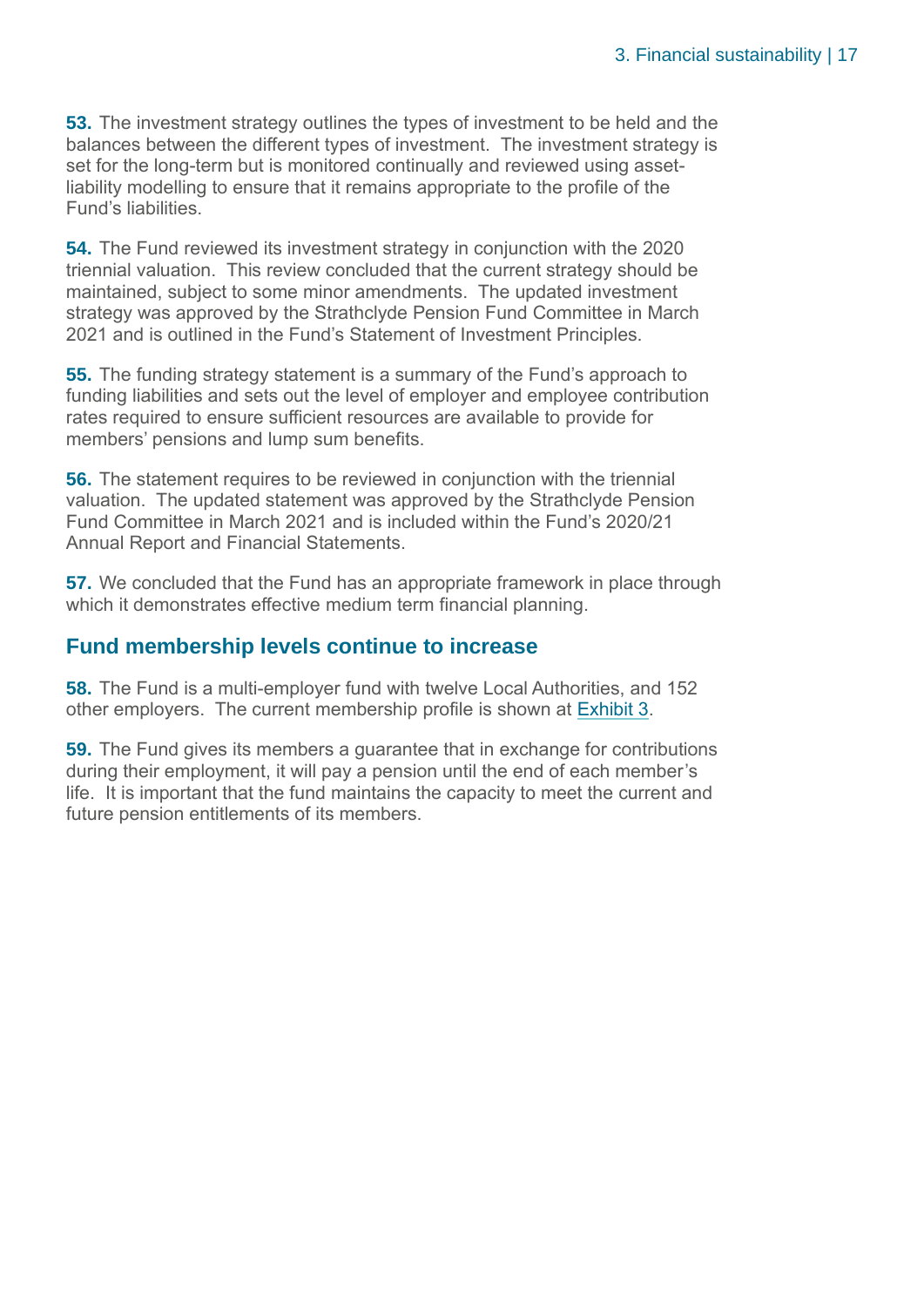**53.** The investment strategy outlines the types of investment to be held and the balances between the different types of investment. The investment strategy is set for the long-term but is monitored continually and reviewed using asset-liability modelling to ensure that it remains appropriate to the profile of the Fund's liabilities.

**54.** The Fund reviewed its investment strategy in conjunction with the 2020 triennial valuation. This review concluded that the current strategy should be maintained, subject to some minor amendments. The updated investment strategy was approved by the Strathclyde Pension Fund Committee in March 2021 and is outlined in the Fund's Statement of Investment Principles.

**55.** The funding strategy statement is a summary of the Fund's approach to funding liabilities and sets out the level of employer and employee contribution rates required to ensure sufficient resources are available to provide for members' pensions and lump sum benefits.

**56.** The statement requires to be reviewed in conjunction with the triennial valuation. The updated statement was approved by the Strathclyde Pension Fund Committee in March 2021 and is included within the Fund's 2020/21 Annual Report and Financial Statements.

**57.** We concluded that the Fund has an appropriate framework in place through which it demonstrates effective medium term financial planning.

## Fund membership levels continue to increase

**58.** The Fund is a multi-employer fund with twelve Local Authorities, and 152 other employers. The current membership profile is shown at Exhibit 3.

**59.** The Fund gives its members a guarantee that in exchange for contributions during their employment, it will pay a pension until the end of each member's life. It is important that the fund maintains the capacity to meet the current and future pension entitlements of its members.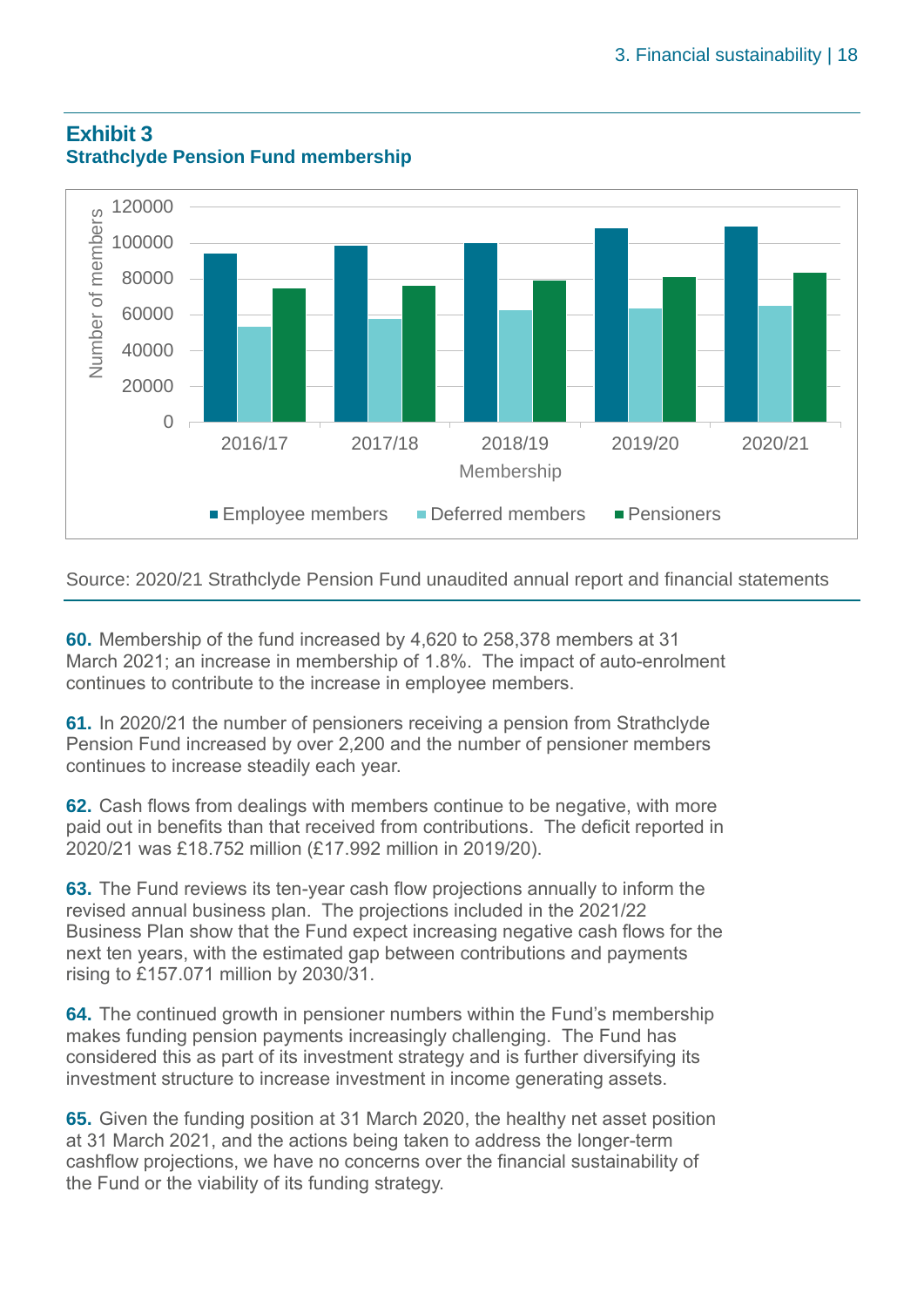## Exhibit 3

### Strathclyde Pension Fund membership

Source: 2020/21 Strathclyde Pension Fund unaudited annual report and financial statements

**60.** Membership of the fund increased by 4,620 to 258,378 members at 31 March 2021; an increase in membership of 1.8%. The impact of auto-enrolment continues to contribute to the increase in employee members.

**61.** In 2020/21 the number of pensioners receiving a pension from Strathclyde Pension Fund increased by over 2,200 and the number of pensioner members continues to increase steadily each year.

**62.** Cash flows from dealings with members continue to be negative, with more paid out in benefits than that received from contributions. The deficit reported in 2020/21 was £18.752 million (£17.992 million in 2019/20).

**63.** The Fund reviews its ten-year cash flow projections annually to inform the revised annual business plan. The projections included in the 2021/22 Business Plan show that the Fund expect increasing negative cash flows for the next ten years, with the estimated gap between contributions and payments rising to £157.071 million by 2030/31.

**64.** The continued growth in pensioner numbers within the Fund's membership makes funding pension payments increasingly challenging. The Fund has considered this as part of its investment strategy and is further diversifying its investment structure to increase investment in income generating assets.

**65.** Given the funding position at 31 March 2020, the healthy net asset position at 31 March 2021, and the actions being taken to address the longer-term cashflow projections, we have no concerns over the financial sustainability of the Fund or the viability of its funding strategy.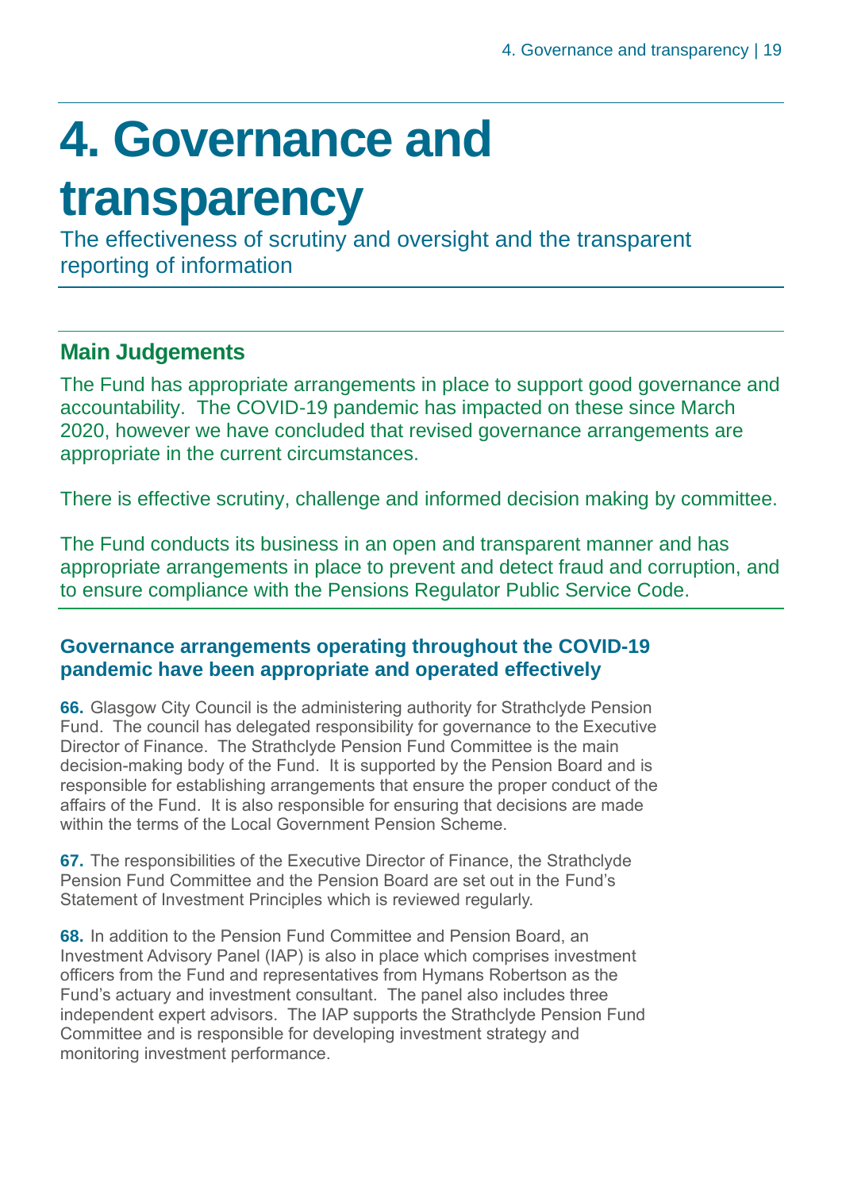# 4. Governance and transparency

The effectiveness of scrutiny and oversight and the transparent reporting of information

## Main Judgements

The Fund has appropriate arrangements in place to support good governance and accountability. The COVID-19 pandemic has impacted on these since March 2020, however we have concluded that revised governance arrangements are appropriate in the current circumstances.

There is effective scrutiny, challenge and informed decision making by committee.

The Fund conducts its business in an open and transparent manner and has appropriate arrangements in place to prevent and detect fraud and corruption, and to ensure compliance with the Pensions Regulator Public Service Code.

### Governance arrangements operating throughout the COVID-19 pandemic have been appropriate and operated effectively

**66.** Glasgow City Council is the administering authority for Strathclyde Pension Fund. The council has delegated responsibility for governance to the Executive Director of Finance. The Strathclyde Pension Fund Committee is the main decision-making body of the Fund. It is supported by the Pension Board and is responsible for establishing arrangements that ensure the proper conduct of the affairs of the Fund. It is also responsible for ensuring that decisions are made within the terms of the Local Government Pension Scheme.

**67.** The responsibilities of the Executive Director of Finance, the Strathclyde Pension Fund Committee and the Pension Board are set out in the Fund's Statement of Investment Principles which is reviewed regularly.

**68.** In addition to the Pension Fund Committee and Pension Board, an Investment Advisory Panel (IAP) is also in place which comprises investment officers from the Fund and representatives from Hymans Robertson as the Fund's actuary and investment consultant. The panel also includes three independent expert advisors. The IAP supports the Strathclyde Pension Fund Committee and is responsible for developing investment strategy and monitoring investment performance.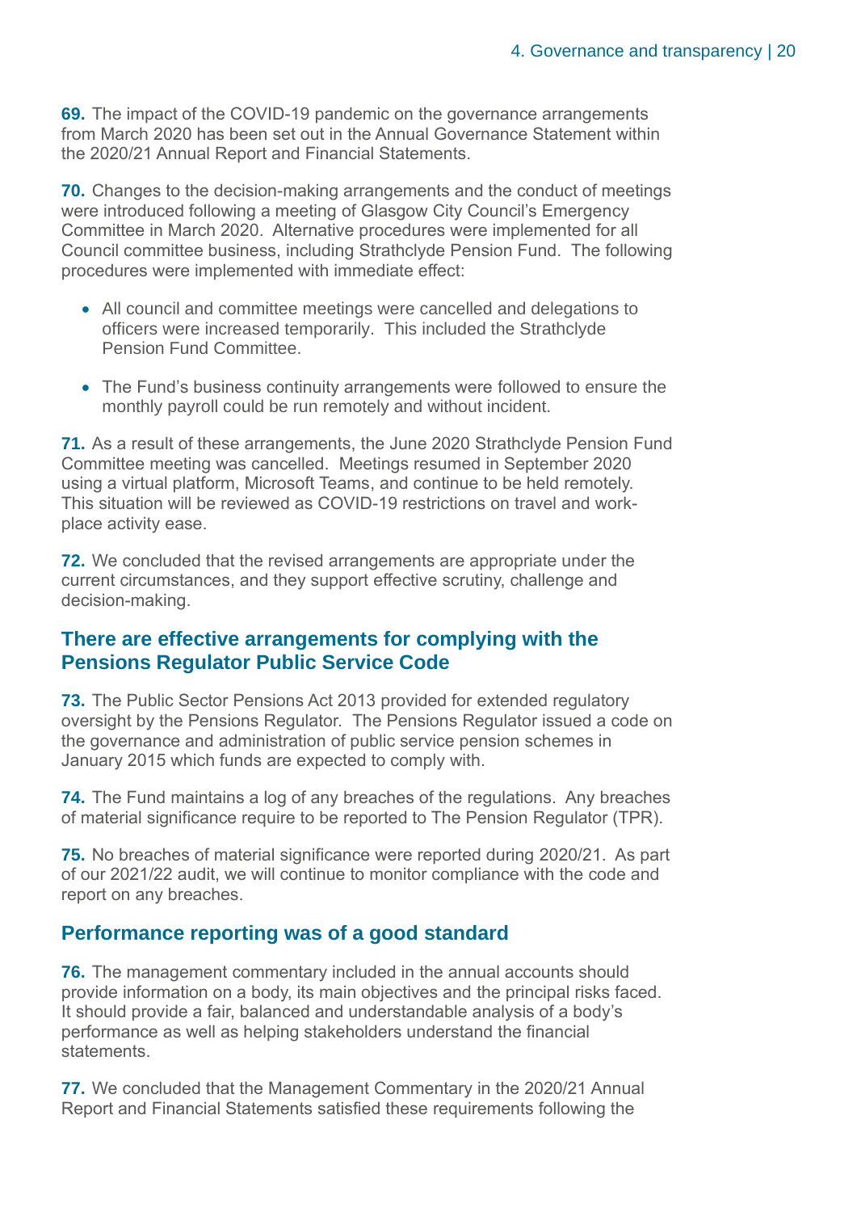**69.** The impact of the COVID-19 pandemic on the governance arrangements from March 2020 has been set out in the Annual Governance Statement within the 2020/21 Annual Report and Financial Statements.

**70.** Changes to the decision-making arrangements and the conduct of meetings were introduced following a meeting of Glasgow City Council's Emergency Committee in March 2020. Alternative procedures were implemented for all Council committee business, including Strathclyde Pension Fund. The following procedures were implemented with immediate effect:

- All council and committee meetings were cancelled and delegations to officers were increased temporarily. This included the Strathclyde Pension Fund Committee.
- The Fund's business continuity arrangements were followed to ensure the monthly payroll could be run remotely and without incident.

**71.** As a result of these arrangements, the June 2020 Strathclyde Pension Fund Committee meeting was cancelled. Meetings resumed in September 2020 using a virtual platform, Microsoft Teams, and continue to be held remotely. This situation will be reviewed as COVID-19 restrictions on travel and work-place activity ease.

**72.** We concluded that the revised arrangements are appropriate under the current circumstances, and they support effective scrutiny, challenge and decision-making.

## There are effective arrangements for complying with the Pensions Regulator Public Service Code

**73.** The Public Sector Pensions Act 2013 provided for extended regulatory oversight by the Pensions Regulator. The Pensions Regulator issued a code on the governance and administration of public service pension schemes in January 2015 which funds are expected to comply with.

**74.** The Fund maintains a log of any breaches of the regulations. Any breaches of material significance require to be reported to The Pension Regulator (TPR).

**75.** No breaches of material significance were reported during 2020/21. As part of our 2021/22 audit, we will continue to monitor compliance with the code and report on any breaches.

## Performance reporting was of a good standard

**76.** The management commentary included in the annual accounts should provide information on a body, its main objectives and the principal risks faced. It should provide a fair, balanced and understandable analysis of a body's performance as well as helping stakeholders understand the financial statements.

**77.** We concluded that the Management Commentary in the 2020/21 Annual Report and Financial Statements satisfied these requirements following the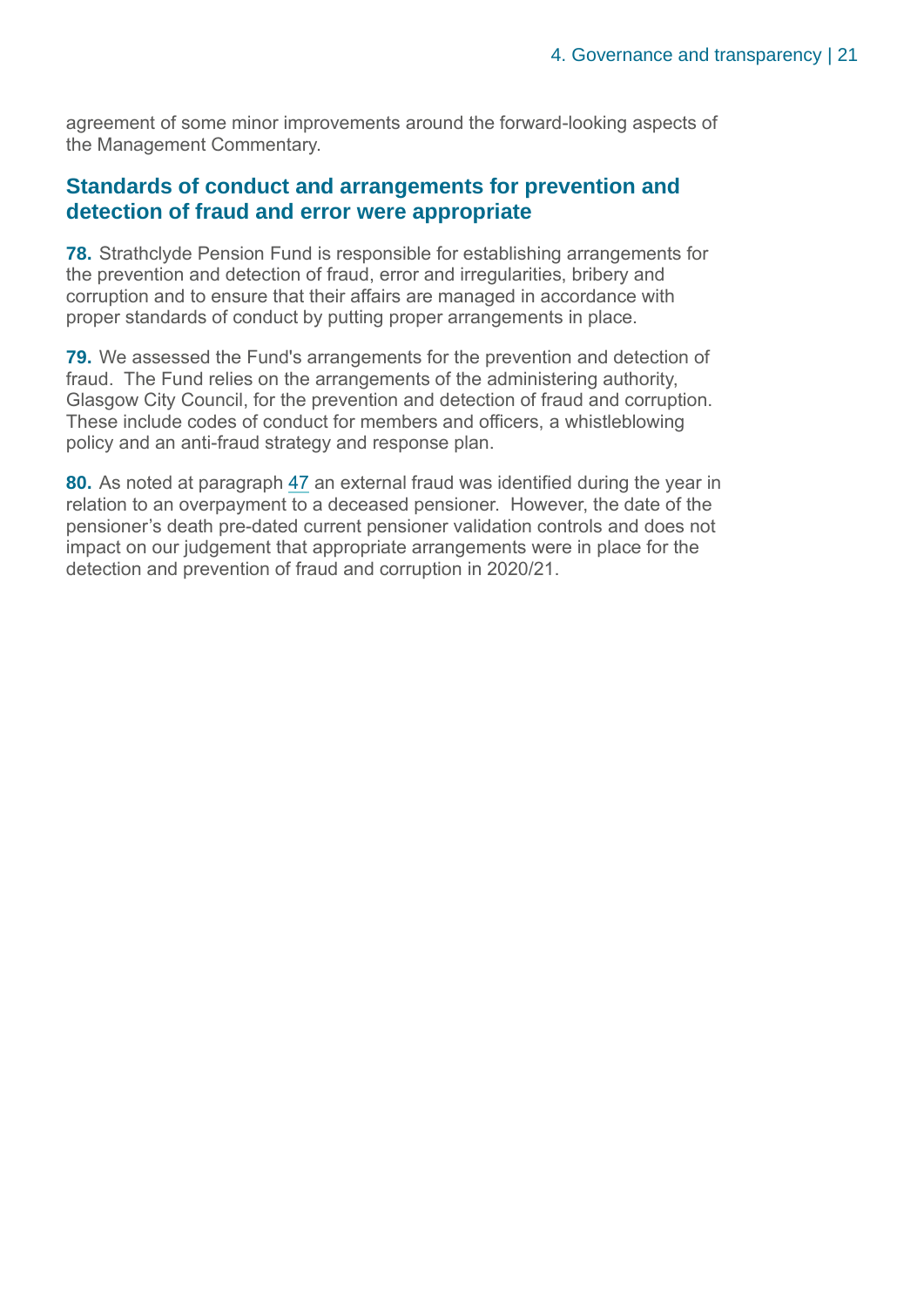agreement of some minor improvements around the forward-looking aspects of the Management Commentary.

## Standards of conduct and arrangements for prevention and detection of fraud and error were appropriate

**78.** Strathclyde Pension Fund is responsible for establishing arrangements for the prevention and detection of fraud, error and irregularities, bribery and corruption and to ensure that their affairs are managed in accordance with proper standards of conduct by putting proper arrangements in place.

**79.** We assessed the Fund's arrangements for the prevention and detection of fraud. The Fund relies on the arrangements of the administering authority, Glasgow City Council, for the prevention and detection of fraud and corruption. These include codes of conduct for members and officers, a whistleblowing policy and an anti-fraud strategy and response plan.

**80.** As noted at paragraph 47 an external fraud was identified during the year in relation to an overpayment to a deceased pensioner. However, the date of the pensioner's death pre-dated current pensioner validation controls and does not impact on our judgement that appropriate arrangements were in place for the detection and prevention of fraud and corruption in 2020/21.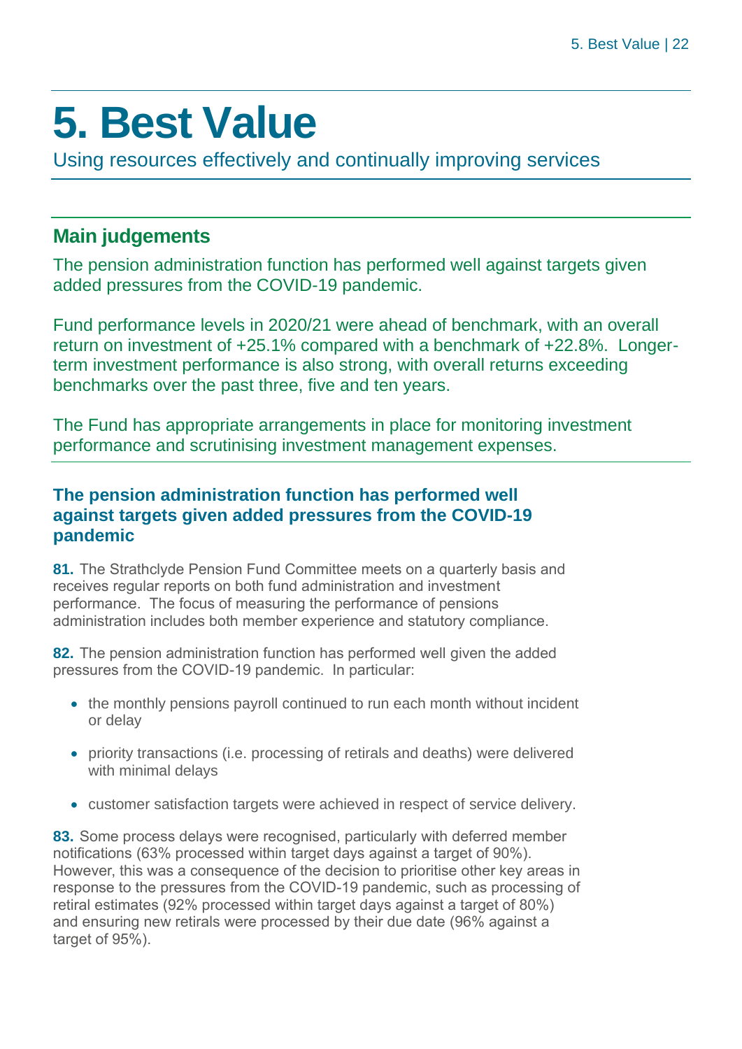# 5. Best Value

Using resources effectively and continually improving services

## Main judgements

The pension administration function has performed well against targets given added pressures from the COVID-19 pandemic.

Fund performance levels in 2020/21 were ahead of benchmark, with an overall return on investment of +25.1% compared with a benchmark of +22.8%. Longer-term investment performance is also strong, with overall returns exceeding benchmarks over the past three, five and ten years.

The Fund has appropriate arrangements in place for monitoring investment performance and scrutinising investment management expenses.

### The pension administration function has performed well against targets given added pressures from the COVID-19 pandemic

**81.** The Strathclyde Pension Fund Committee meets on a quarterly basis and receives regular reports on both fund administration and investment performance. The focus of measuring the performance of pensions administration includes both member experience and statutory compliance.

**82.** The pension administration function has performed well given the added pressures from the COVID-19 pandemic. In particular:

- the monthly pensions payroll continued to run each month without incident or delay
- priority transactions (i.e. processing of retirals and deaths) were delivered with minimal delays
- customer satisfaction targets were achieved in respect of service delivery.

**83.** Some process delays were recognised, particularly with deferred member notifications (63% processed within target days against a target of 90%). However, this was a consequence of the decision to prioritise other key areas in response to the pressures from the COVID-19 pandemic, such as processing of retiral estimates (92% processed within target days against a target of 80%) and ensuring new retirals were processed by their due date (96% against a target of 95%).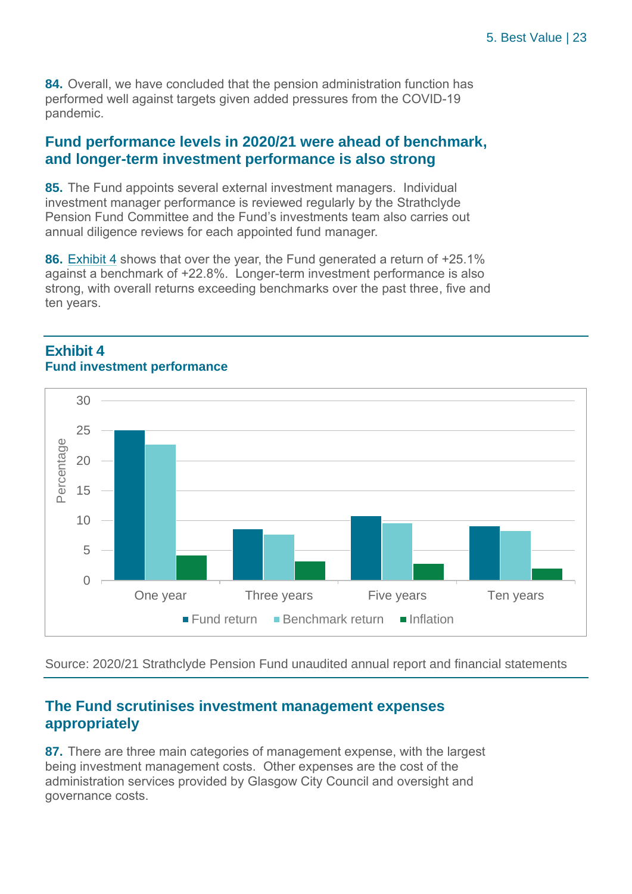**84.** Overall, we have concluded that the pension administration function has performed well against targets given added pressures from the COVID-19 pandemic.

## Fund performance levels in 2020/21 were ahead of benchmark, and longer-term investment performance is also strong

**85.** The Fund appoints several external investment managers. Individual investment manager performance is reviewed regularly by the Strathclyde Pension Fund Committee and the Fund's investments team also carries out annual diligence reviews for each appointed fund manager.

**86.** Exhibit 4 shows that over the year, the Fund generated a return of +25.1% against a benchmark of +22.8%. Longer-term investment performance is also strong, with overall returns exceeding benchmarks over the past three, five and ten years.

### Exhibit 4
**Fund investment performance**

Source: 2020/21 Strathclyde Pension Fund unaudited annual report and financial statements

## The Fund scrutinises investment management expenses appropriately

**87.** There are three main categories of management expense, with the largest being investment management costs. Other expenses are the cost of the administration services provided by Glasgow City Council and oversight and governance costs.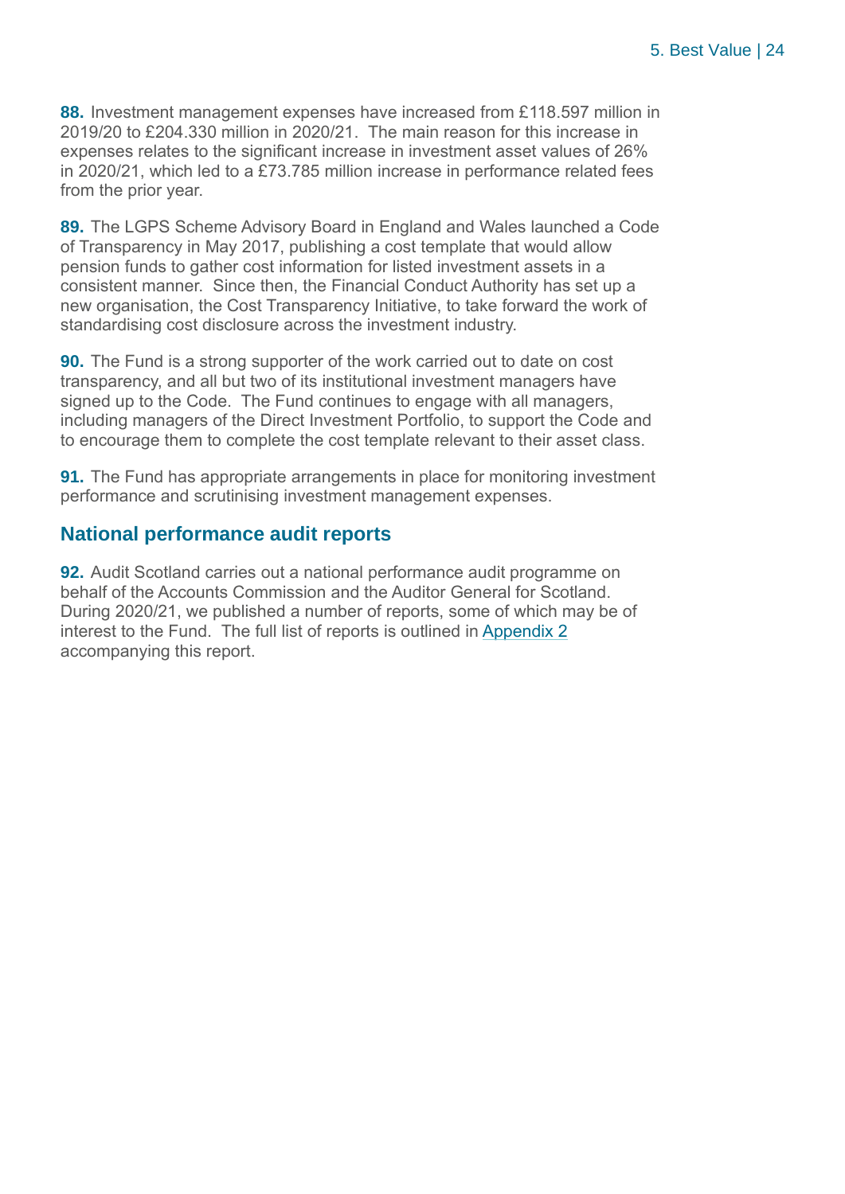**88.** Investment management expenses have increased from £118.597 million in 2019/20 to £204.330 million in 2020/21. The main reason for this increase in expenses relates to the significant increase in investment asset values of 26% in 2020/21, which led to a £73.785 million increase in performance related fees from the prior year.

**89.** The LGPS Scheme Advisory Board in England and Wales launched a Code of Transparency in May 2017, publishing a cost template that would allow pension funds to gather cost information for listed investment assets in a consistent manner. Since then, the Financial Conduct Authority has set up a new organisation, the Cost Transparency Initiative, to take forward the work of standardising cost disclosure across the investment industry.

**90.** The Fund is a strong supporter of the work carried out to date on cost transparency, and all but two of its institutional investment managers have signed up to the Code. The Fund continues to engage with all managers, including managers of the Direct Investment Portfolio, to support the Code and to encourage them to complete the cost template relevant to their asset class.

**91.** The Fund has appropriate arrangements in place for monitoring investment performance and scrutinising investment management expenses.

## National performance audit reports

**92.** Audit Scotland carries out a national performance audit programme on behalf of the Accounts Commission and the Auditor General for Scotland. During 2020/21, we published a number of reports, some of which may be of interest to the Fund. The full list of reports is outlined in Appendix 2 accompanying this report.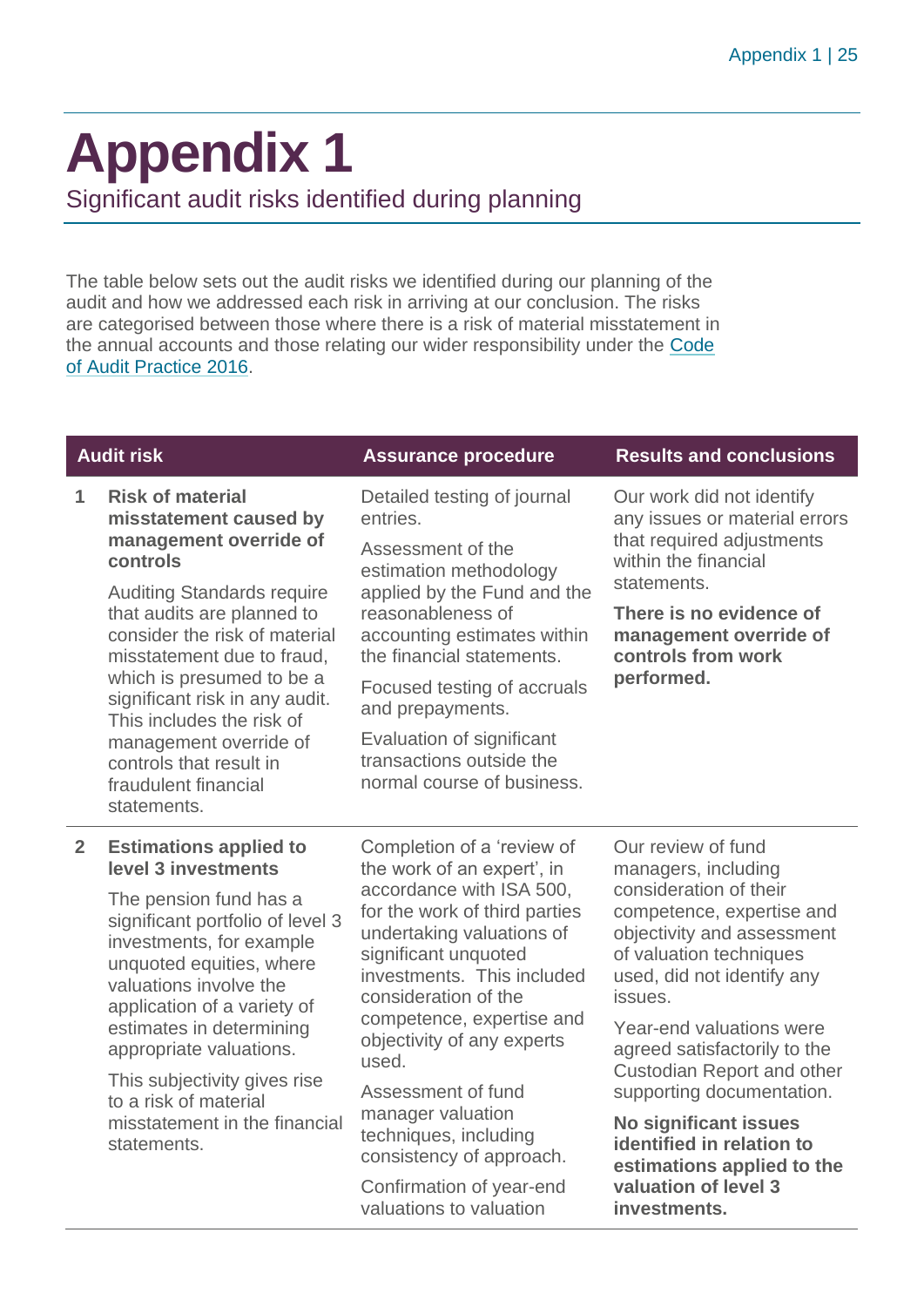# Appendix 1

## Significant audit risks identified during planning

The table below sets out the audit risks we identified during our planning of the audit and how we addressed each risk in arriving at our conclusion. The risks are categorised between those where there is a risk of material misstatement in the annual accounts and those relating our wider responsibility under the Code of Audit Practice 2016.

| | Audit risk | Assurance procedure | Results and conclusions |
|---|---|---|---|
| 1 | **Risk of material misstatement caused by management override of controls**<br><br>Auditing Standards require that audits are planned to consider the risk of material misstatement due to fraud, which is presumed to be a significant risk in any audit. This includes the risk of management override of controls that result in fraudulent financial statements. | Detailed testing of journal entries.<br><br>Assessment of the estimation methodology applied by the Fund and the reasonableness of accounting estimates within the financial statements.<br><br>Focused testing of accruals and prepayments.<br><br>Evaluation of significant transactions outside the normal course of business. | Our work did not identify any issues or material errors that required adjustments within the financial statements.<br><br>**There is no evidence of management override of controls from work performed.** |
| 2 | **Estimations applied to level 3 investments**<br><br>The pension fund has a significant portfolio of level 3 investments, for example unquoted equities, where valuations involve the application of a variety of estimates in determining appropriate valuations.<br><br>This subjectivity gives rise to a risk of material misstatement in the financial statements. | Completion of a 'review of the work of an expert', in accordance with ISA 500, for the work of third parties undertaking valuations of significant unquoted investments. This included consideration of the competence, expertise and objectivity of any experts used.<br><br>Assessment of fund manager valuation techniques, including consistency of approach.<br><br>Confirmation of year-end valuations to valuation | Our review of fund managers, including consideration of their competence, expertise and objectivity and assessment of valuation techniques used, did not identify any issues.<br><br>Year-end valuations were agreed satisfactorily to the Custodian Report and other supporting documentation.<br><br>**No significant issues identified in relation to estimations applied to the valuation of level 3 investments.** |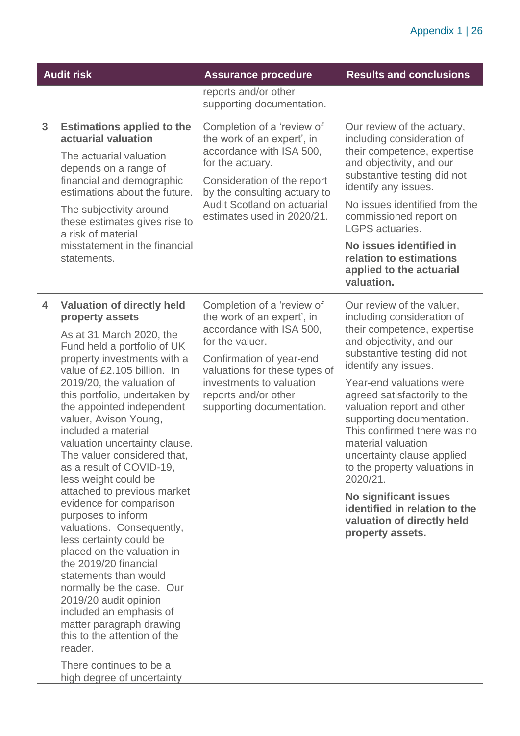| | Audit risk | Assurance procedure | Results and conclusions |
|---|---|---|---|
| | | reports and/or other supporting documentation. | |
| 3 | **Estimations applied to the actuarial valuation**<br><br>The actuarial valuation depends on a range of financial and demographic estimations about the future.<br><br>The subjectivity around these estimates gives rise to a risk of material misstatement in the financial statements. | Completion of a 'review of the work of an expert', in accordance with ISA 500, for the actuary.<br><br>Consideration of the report by the consulting actuary to Audit Scotland on actuarial estimates used in 2020/21. | Our review of the actuary, including consideration of their competence, expertise and objectivity, and our substantive testing did not identify any issues.<br><br>No issues identified from the commissioned report on LGPS actuaries.<br><br>**No issues identified in relation to estimations applied to the actuarial valuation.** |
| 4 | **Valuation of directly held property assets**<br><br>As at 31 March 2020, the Fund held a portfolio of UK property investments with a value of £2.105 billion. In 2019/20, the valuation of this portfolio, undertaken by the appointed independent valuer, Avison Young, included a material valuation uncertainty clause. The valuer considered that, as a result of COVID-19, less weight could be attached to previous market evidence for comparison purposes to inform valuations. Consequently, less certainty could be placed on the valuation in the 2019/20 financial statements than would normally be the case. Our 2019/20 audit opinion included an emphasis of matter paragraph drawing this to the attention of the reader.<br><br>There continues to be a high degree of uncertainty | Completion of a 'review of the work of an expert', in accordance with ISA 500, for the valuer.<br><br>Confirmation of year-end valuations for these types of investments to valuation reports and/or other supporting documentation. | Our review of the valuer, including consideration of their competence, expertise and objectivity, and our substantive testing did not identify any issues.<br><br>Year-end valuations were agreed satisfactorily to the valuation report and other supporting documentation. This confirmed there was no material valuation uncertainty clause applied to the property valuations in 2020/21.<br><br>**No significant issues identified in relation to the valuation of directly held property assets.** |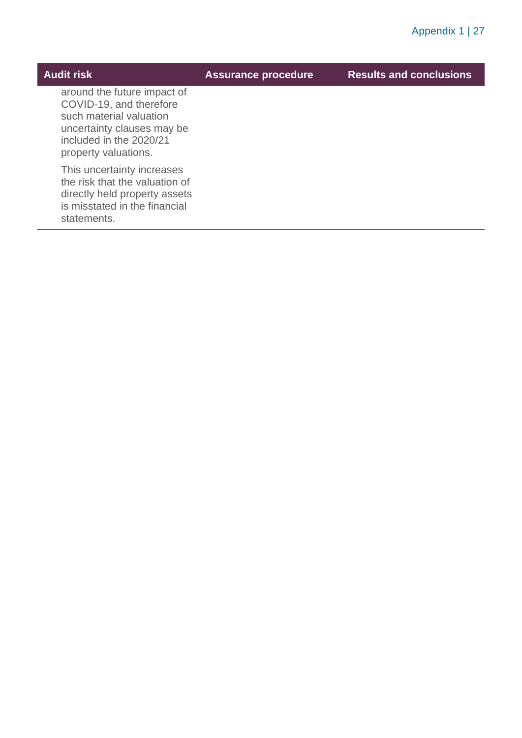| Audit risk | Assurance procedure | Results and conclusions |
| --- | --- | --- |
| around the future impact of COVID-19, and therefore such material valuation uncertainty clauses may be included in the 2020/21 property valuations.<br><br>This uncertainty increases the risk that the valuation of directly held property assets is misstated in the financial statements. | | |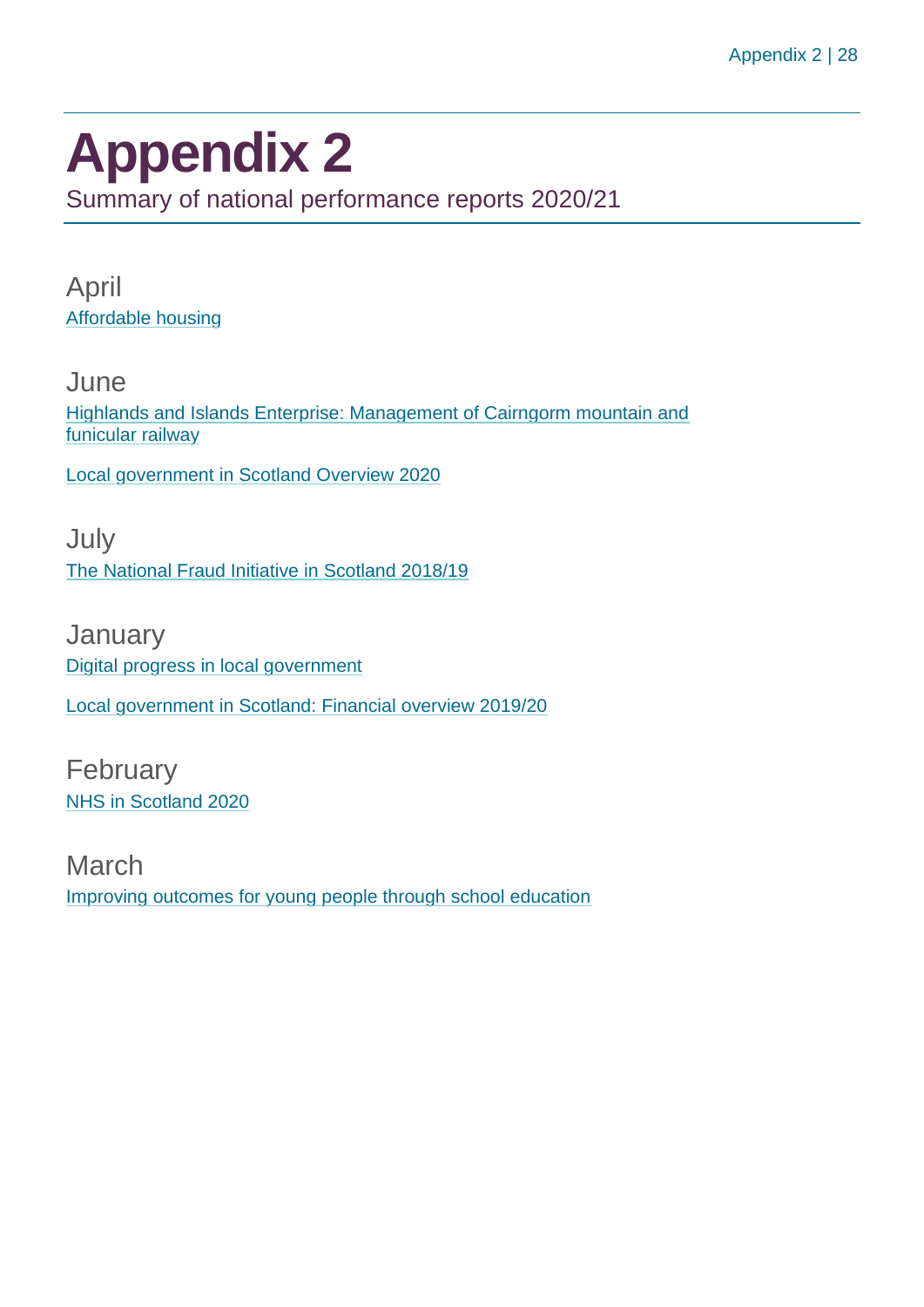# Appendix 2

Summary of national performance reports 2020/21

## April

Affordable housing

## June

Highlands and Islands Enterprise: Management of Cairngorm mountain and funicular railway

Local government in Scotland Overview 2020

## July

The National Fraud Initiative in Scotland 2018/19

## January

Digital progress in local government

Local government in Scotland: Financial overview 2019/20

## February

NHS in Scotland 2020

## March

Improving outcomes for young people through school education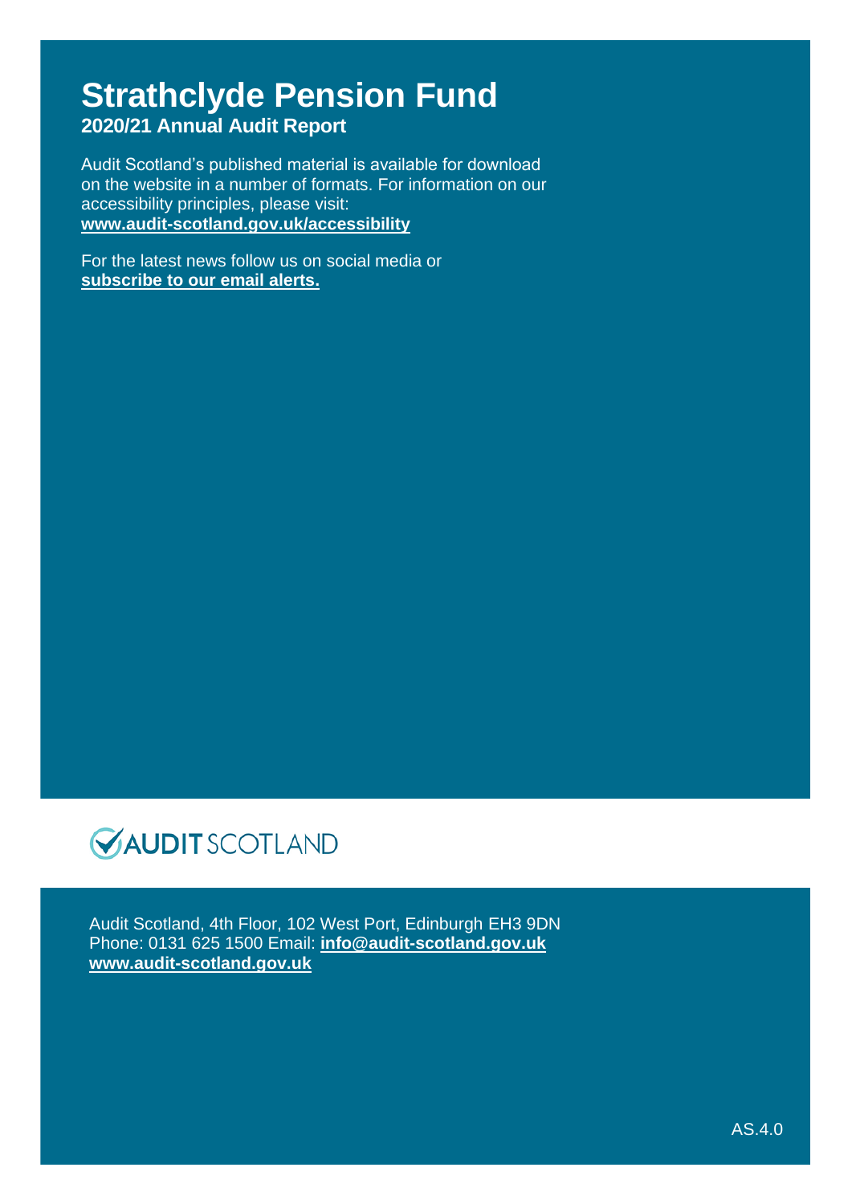# Strathclyde Pension Fund

## 2020/21 Annual Audit Report

Audit Scotland's published material is available for download on the website in a number of formats. For information on our accessibility principles, please visit: **www.audit-scotland.gov.uk/accessibility**

For the latest news follow us on social media or **subscribe to our email alerts.**

AUDIT SCOTLAND

Audit Scotland, 4th Floor, 102 West Port, Edinburgh EH3 9DN
Phone: 0131 625 1500 Email: **info@audit-scotland.gov.uk**
**www.audit-scotland.gov.uk**

AS.4.0